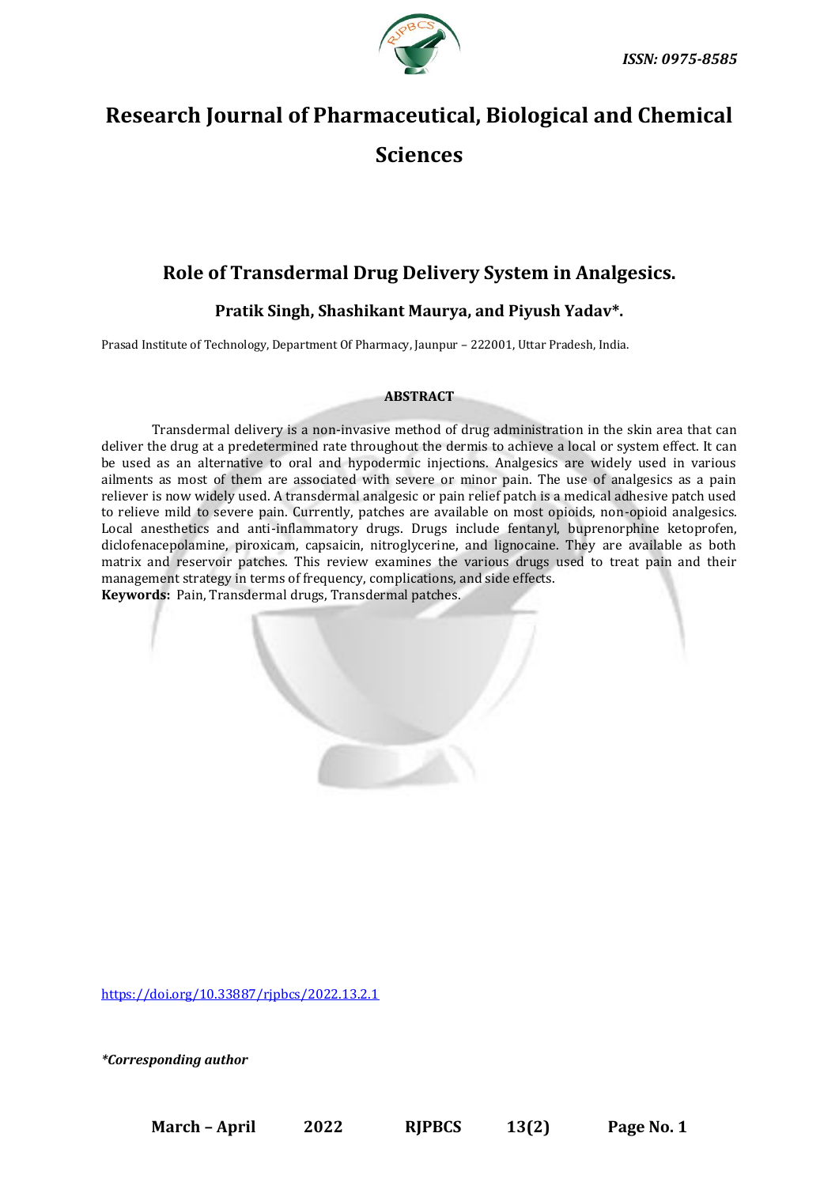ISSN: 0975-8585

# Research Journal of Pharmaceutical, Biological and Chemical Sciences

## Role of Transdermal Drug Delivery System in Analgesics.

**Pratik Singh, Shashikant Maurya, and Piyush Yadav*.**

Prasad Institute of Technology, Department Of Pharmacy, Jaunpur – 222001, Uttar Pradesh, India.

### ABSTRACT

Transdermal delivery is a non-invasive method of drug administration in the skin area that can deliver the drug at a predetermined rate throughout the dermis to achieve a local or system effect. It can be used as an alternative to oral and hypodermic injections. Analgesics are widely used in various ailments as most of them are associated with severe or minor pain. The use of analgesics as a pain reliever is now widely used. A transdermal analgesic or pain relief patch is a medical adhesive patch used to relieve mild to severe pain. Currently, patches are available on most opioids, non-opioid analgesics. Local anesthetics and anti-inflammatory drugs. Drugs include fentanyl, buprenorphine ketoprofen, diclofenacepolamine, piroxicam, capsaicin, nitroglycerine, and lignocaine. They are available as both matrix and reservoir patches. This review examines the various drugs used to treat pain and their management strategy in terms of frequency, complications, and side effects.

**Keywords:** Pain, Transdermal drugs, Transdermal patches.

https://doi.org/10.33887/rjpbcs/2022.13.2.1

*\*Corresponding author*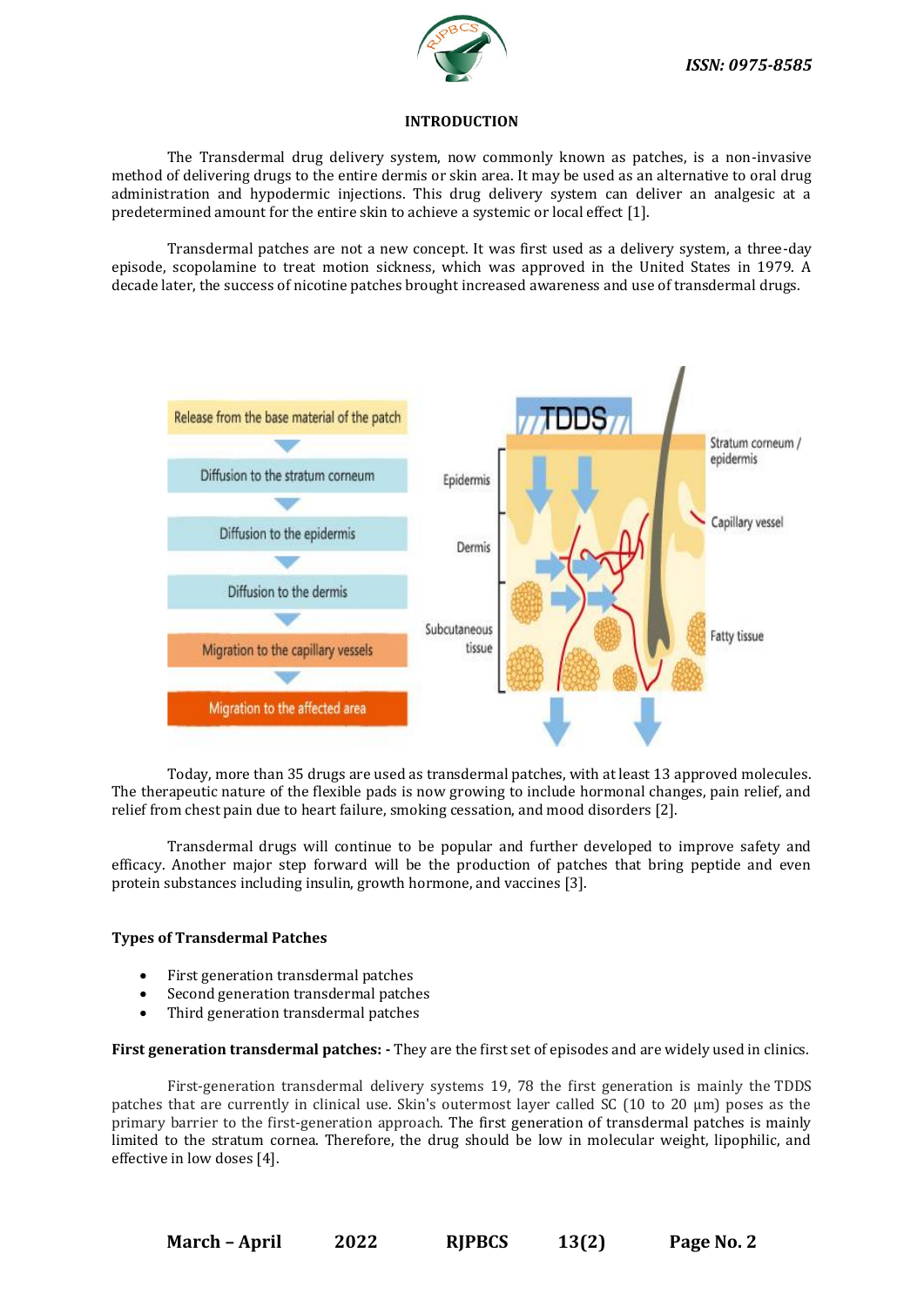## INTRODUCTION

The Transdermal drug delivery system, now commonly known as patches, is a non-invasive method of delivering drugs to the entire dermis or skin area. It may be used as an alternative to oral drug administration and hypodermic injections. This drug delivery system can deliver an analgesic at a predetermined amount for the entire skin to achieve a systemic or local effect [1].

Transdermal patches are not a new concept. It was first used as a delivery system, a three-day episode, scopolamine to treat motion sickness, which was approved in the United States in 1979. A decade later, the success of nicotine patches brought increased awareness and use of transdermal drugs.

Today, more than 35 drugs are used as transdermal patches, with at least 13 approved molecules. The therapeutic nature of the flexible pads is now growing to include hormonal changes, pain relief, and relief from chest pain due to heart failure, smoking cessation, and mood disorders [2].

Transdermal drugs will continue to be popular and further developed to improve safety and efficacy. Another major step forward will be the production of patches that bring peptide and even protein substances including insulin, growth hormone, and vaccines [3].

### Types of Transdermal Patches

- First generation transdermal patches
- Second generation transdermal patches
- Third generation transdermal patches

**First generation transdermal patches: -** They are the first set of episodes and are widely used in clinics.

First-generation transdermal delivery systems 19, 78 the first generation is mainly the TDDS patches that are currently in clinical use. Skin's outermost layer called SC (10 to 20 μm) poses as the primary barrier to the first-generation approach. The first generation of transdermal patches is mainly limited to the stratum cornea. Therefore, the drug should be low in molecular weight, lipophilic, and effective in low doses [4].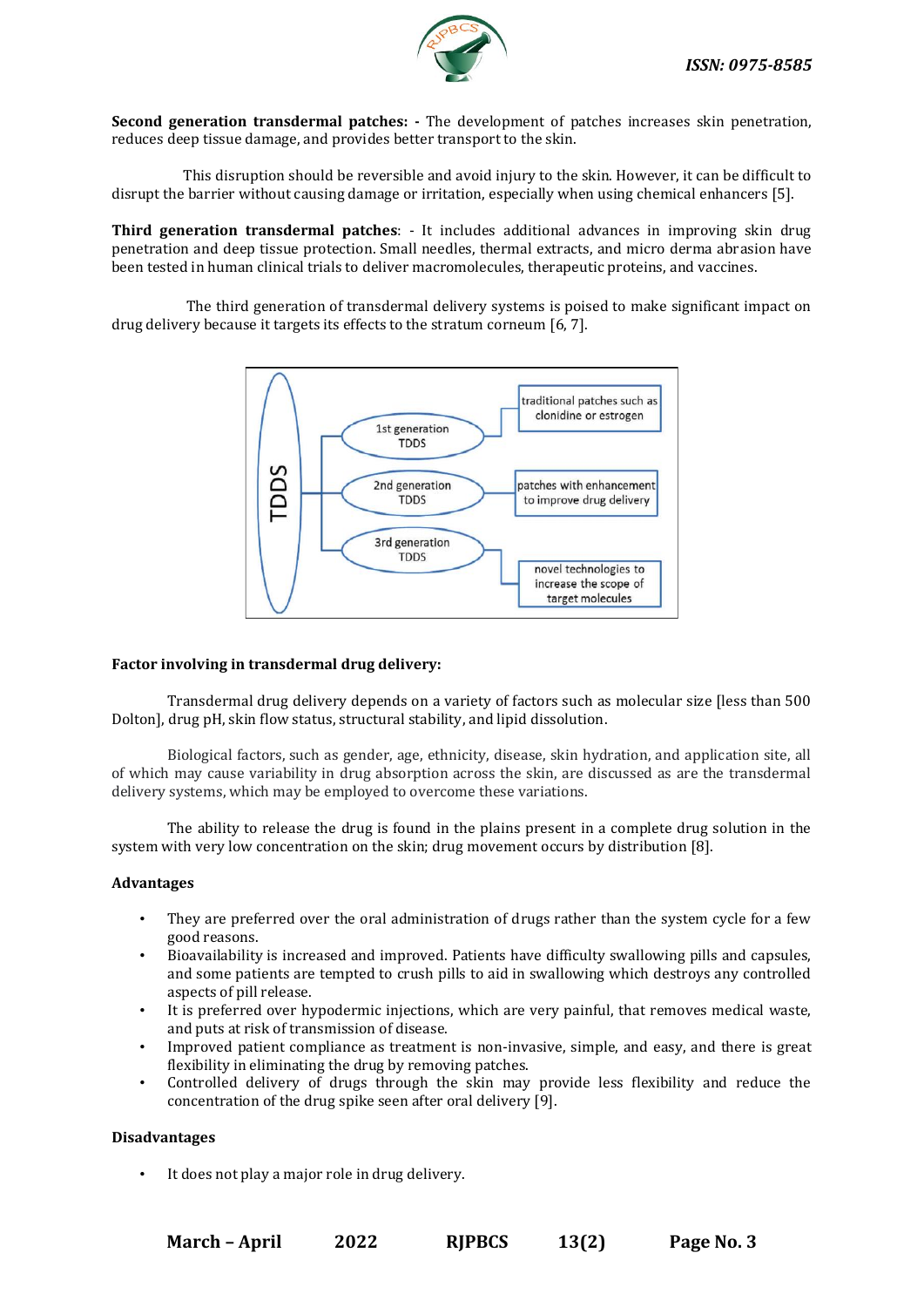**Second generation transdermal patches: -** The development of patches increases skin penetration, reduces deep tissue damage, and provides better transport to the skin.

This disruption should be reversible and avoid injury to the skin. However, it can be difficult to disrupt the barrier without causing damage or irritation, especially when using chemical enhancers [5].

**Third generation transdermal patches**: - It includes additional advances in improving skin drug penetration and deep tissue protection. Small needles, thermal extracts, and micro derma abrasion have been tested in human clinical trials to deliver macromolecules, therapeutic proteins, and vaccines.

The third generation of transdermal delivery systems is poised to make significant impact on drug delivery because it targets its effects to the stratum corneum [6, 7].

- TDDS
  - 1st generation TDDS — traditional patches such as clonidine or estrogen
  - 2nd generation TDDS — patches with enhancement to improve drug delivery
  - 3rd generation TDDS — novel technologies to increase the scope of target molecules

**Factor involving in transdermal drug delivery:**

Transdermal drug delivery depends on a variety of factors such as molecular size [less than 500 Dolton], drug pH, skin flow status, structural stability, and lipid dissolution.

Biological factors, such as gender, age, ethnicity, disease, skin hydration, and application site, all of which may cause variability in drug absorption across the skin, are discussed as are the transdermal delivery systems, which may be employed to overcome these variations.

The ability to release the drug is found in the plains present in a complete drug solution in the system with very low concentration on the skin; drug movement occurs by distribution [8].

**Advantages**

- They are preferred over the oral administration of drugs rather than the system cycle for a few good reasons.
- Bioavailability is increased and improved. Patients have difficulty swallowing pills and capsules, and some patients are tempted to crush pills to aid in swallowing which destroys any controlled aspects of pill release.
- It is preferred over hypodermic injections, which are very painful, that removes medical waste, and puts at risk of transmission of disease.
- Improved patient compliance as treatment is non-invasive, simple, and easy, and there is great flexibility in eliminating the drug by removing patches.
- Controlled delivery of drugs through the skin may provide less flexibility and reduce the concentration of the drug spike seen after oral delivery [9].

**Disadvantages**

- It does not play a major role in drug delivery.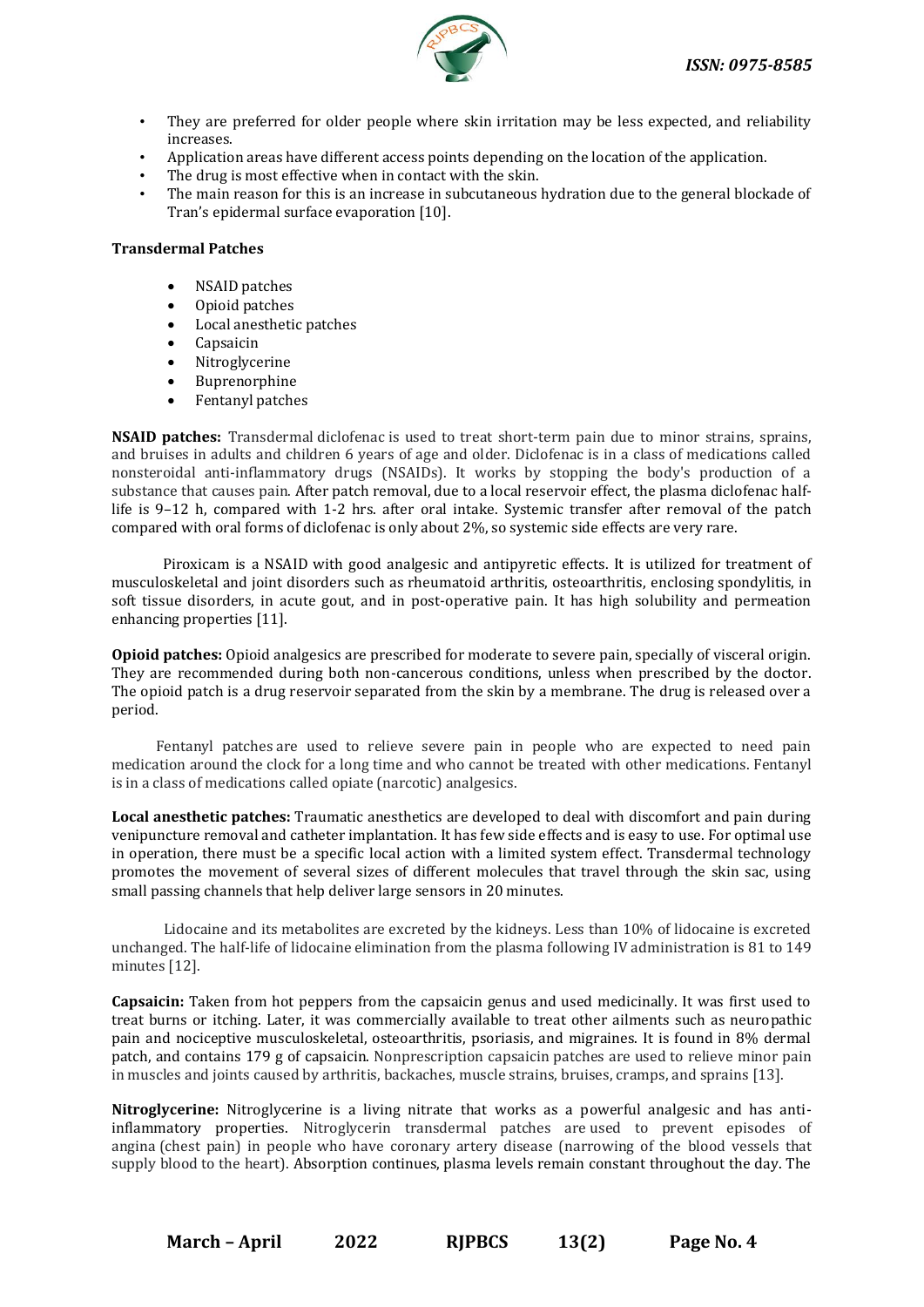- They are preferred for older people where skin irritation may be less expected, and reliability increases.
- Application areas have different access points depending on the location of the application.
- The drug is most effective when in contact with the skin.
- The main reason for this is an increase in subcutaneous hydration due to the general blockade of Tran's epidermal surface evaporation [10].

**Transdermal Patches**

- NSAID patches
- Opioid patches
- Local anesthetic patches
- Capsaicin
- Nitroglycerine
- Buprenorphine
- Fentanyl patches

**NSAID patches:** Transdermal diclofenac is used to treat short-term pain due to minor strains, sprains, and bruises in adults and children 6 years of age and older. Diclofenac is in a class of medications called nonsteroidal anti-inflammatory drugs (NSAIDs). It works by stopping the body's production of a substance that causes pain. After patch removal, due to a local reservoir effect, the plasma diclofenac half-life is 9–12 h, compared with 1-2 hrs. after oral intake. Systemic transfer after removal of the patch compared with oral forms of diclofenac is only about 2%, so systemic side effects are very rare.

Piroxicam is a NSAID with good analgesic and antipyretic effects. It is utilized for treatment of musculoskeletal and joint disorders such as rheumatoid arthritis, osteoarthritis, enclosing spondylitis, in soft tissue disorders, in acute gout, and in post-operative pain. It has high solubility and permeation enhancing properties [11].

**Opioid patches:** Opioid analgesics are prescribed for moderate to severe pain, specially of visceral origin. They are recommended during both non-cancerous conditions, unless when prescribed by the doctor. The opioid patch is a drug reservoir separated from the skin by a membrane. The drug is released over a period.

Fentanyl patches are used to relieve severe pain in people who are expected to need pain medication around the clock for a long time and who cannot be treated with other medications. Fentanyl is in a class of medications called opiate (narcotic) analgesics.

**Local anesthetic patches:** Traumatic anesthetics are developed to deal with discomfort and pain during venipuncture removal and catheter implantation. It has few side effects and is easy to use. For optimal use in operation, there must be a specific local action with a limited system effect. Transdermal technology promotes the movement of several sizes of different molecules that travel through the skin sac, using small passing channels that help deliver large sensors in 20 minutes.

Lidocaine and its metabolites are excreted by the kidneys. Less than 10% of lidocaine is excreted unchanged. The half-life of lidocaine elimination from the plasma following IV administration is 81 to 149 minutes [12].

**Capsaicin:** Taken from hot peppers from the capsaicin genus and used medicinally. It was first used to treat burns or itching. Later, it was commercially available to treat other ailments such as neuropathic pain and nociceptive musculoskeletal, osteoarthritis, psoriasis, and migraines. It is found in 8% dermal patch, and contains 179 g of capsaicin. Nonprescription capsaicin patches are used to relieve minor pain in muscles and joints caused by arthritis, backaches, muscle strains, bruises, cramps, and sprains [13].

**Nitroglycerine:** Nitroglycerine is a living nitrate that works as a powerful analgesic and has anti-inflammatory properties. Nitroglycerin transdermal patches are used to prevent episodes of angina (chest pain) in people who have coronary artery disease (narrowing of the blood vessels that supply blood to the heart). Absorption continues, plasma levels remain constant throughout the day. The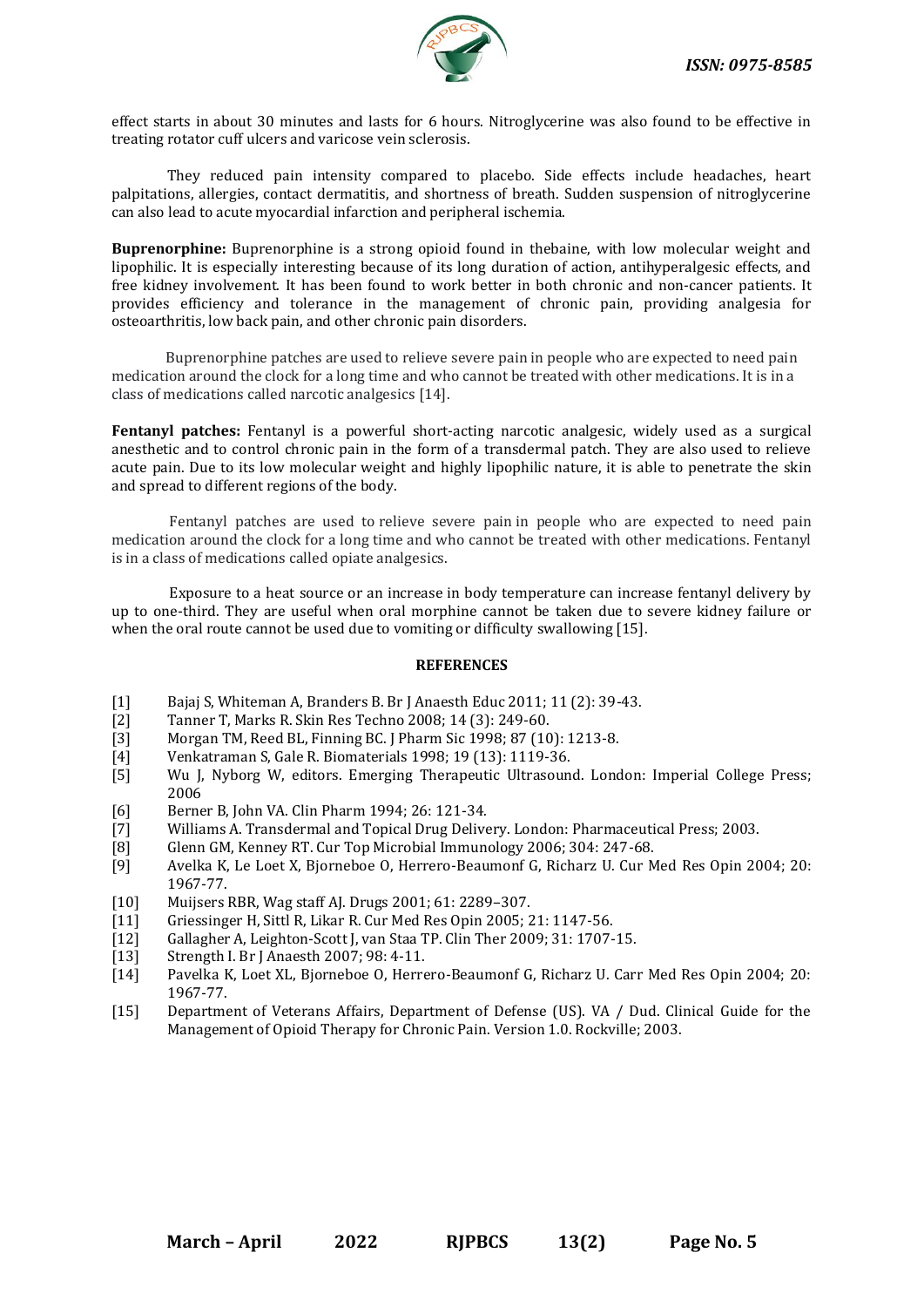effect starts in about 30 minutes and lasts for 6 hours. Nitroglycerine was also found to be effective in treating rotator cuff ulcers and varicose vein sclerosis.

They reduced pain intensity compared to placebo. Side effects include headaches, heart palpitations, allergies, contact dermatitis, and shortness of breath. Sudden suspension of nitroglycerine can also lead to acute myocardial infarction and peripheral ischemia.

**Buprenorphine:** Buprenorphine is a strong opioid found in thebaine, with low molecular weight and lipophilic. It is especially interesting because of its long duration of action, antihyperalgesic effects, and free kidney involvement. It has been found to work better in both chronic and non-cancer patients. It provides efficiency and tolerance in the management of chronic pain, providing analgesia for osteoarthritis, low back pain, and other chronic pain disorders.

Buprenorphine patches are used to relieve severe pain in people who are expected to need pain medication around the clock for a long time and who cannot be treated with other medications. It is in a class of medications called narcotic analgesics [14].

**Fentanyl patches:** Fentanyl is a powerful short-acting narcotic analgesic, widely used as a surgical anesthetic and to control chronic pain in the form of a transdermal patch. They are also used to relieve acute pain. Due to its low molecular weight and highly lipophilic nature, it is able to penetrate the skin and spread to different regions of the body.

Fentanyl patches are used to relieve severe pain in people who are expected to need pain medication around the clock for a long time and who cannot be treated with other medications. Fentanyl is in a class of medications called opiate analgesics.

Exposure to a heat source or an increase in body temperature can increase fentanyl delivery by up to one-third. They are useful when oral morphine cannot be taken due to severe kidney failure or when the oral route cannot be used due to vomiting or difficulty swallowing [15].

## REFERENCES

[1] Bajaj S, Whiteman A, Branders B. Br J Anaesth Educ 2011; 11 (2): 39-43.
[2] Tanner T, Marks R. Skin Res Techno 2008; 14 (3): 249-60.
[3] Morgan TM, Reed BL, Finning BC. J Pharm Sic 1998; 87 (10): 1213-8.
[4] Venkatraman S, Gale R. Biomaterials 1998; 19 (13): 1119-36.
[5] Wu J, Nyborg W, editors. Emerging Therapeutic Ultrasound. London: Imperial College Press; 2006
[6] Berner B, John VA. Clin Pharm 1994; 26: 121-34.
[7] Williams A. Transdermal and Topical Drug Delivery. London: Pharmaceutical Press; 2003.
[8] Glenn GM, Kenney RT. Cur Top Microbial Immunology 2006; 304: 247-68.
[9] Avelka K, Le Loet X, Bjorneboe O, Herrero-Beaumonf G, Richarz U. Cur Med Res Opin 2004; 20: 1967-77.
[10] Muijsers RBR, Wag staff AJ. Drugs 2001; 61: 2289–307.
[11] Griessinger H, Sittl R, Likar R. Cur Med Res Opin 2005; 21: 1147-56.
[12] Gallagher A, Leighton-Scott J, van Staa TP. Clin Ther 2009; 31: 1707-15.
[13] Strength I. Br J Anaesth 2007; 98: 4-11.
[14] Pavelka K, Loet XL, Bjorneboe O, Herrero-Beaumonf G, Richarz U. Carr Med Res Opin 2004; 20: 1967-77.
[15] Department of Veterans Affairs, Department of Defense (US). VA / Dud. Clinical Guide for the Management of Opioid Therapy for Chronic Pain. Version 1.0. Rockville; 2003.